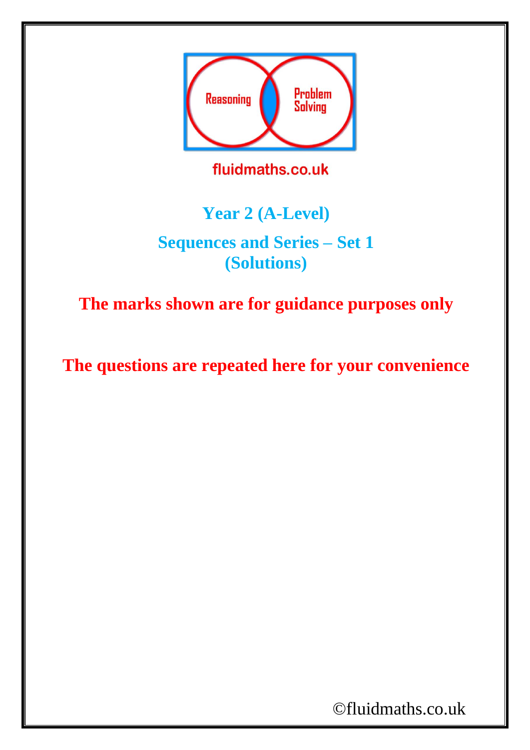Reasoning

Problem Solving

fluidmaths.co.uk

# Year 2 (A-Level)

## Sequences and Series – Set 1 (Solutions)

**The marks shown are for guidance purposes only**

**The questions are repeated here for your convenience**

©fluidmaths.co.uk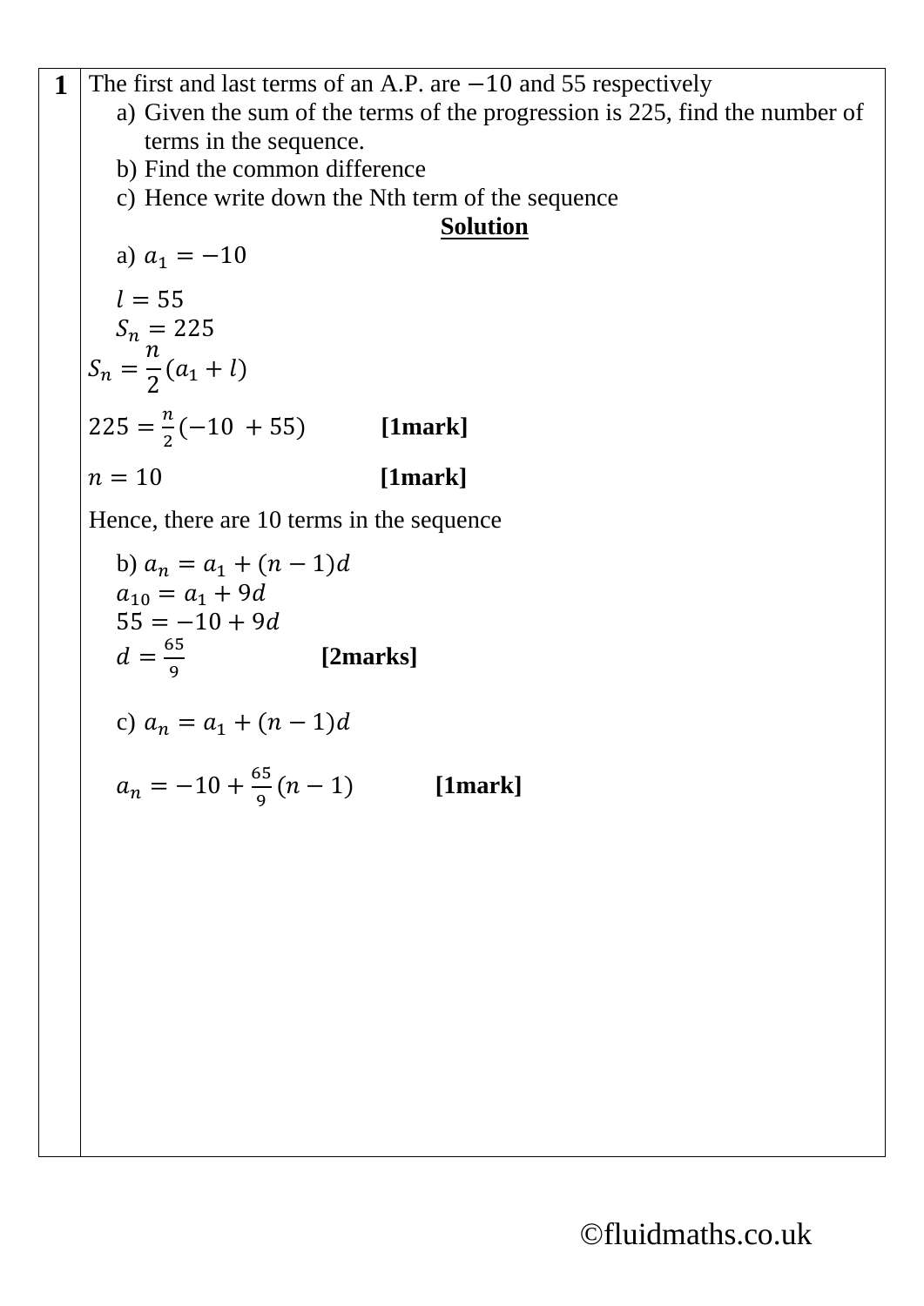**1** The first and last terms of an A.P. are $-10$ and 55 respectively

a) Given the sum of the terms of the progression is 225, find the number of terms in the sequence.

b) Find the common difference

c) Hence write down the Nth term of the sequence

**Solution**

a) $a_1 = -10$

$l = 55$

$S_n = 225$

$S_n = \frac{n}{2}(a_1 + l)$

$225 = \frac{n}{2}(-10 + 55)$ **[1mark]**

$n = 10$ **[1mark]**

Hence, there are 10 terms in the sequence

b) $a_n = a_1 + (n-1)d$

$a_{10} = a_1 + 9d$

$55 = -10 + 9d$

$d = \frac{65}{9}$ **[2marks]**

c) $a_n = a_1 + (n-1)d$

$a_n = -10 + \frac{65}{9}(n-1)$ **[1mark]**

©fluidmaths.co.uk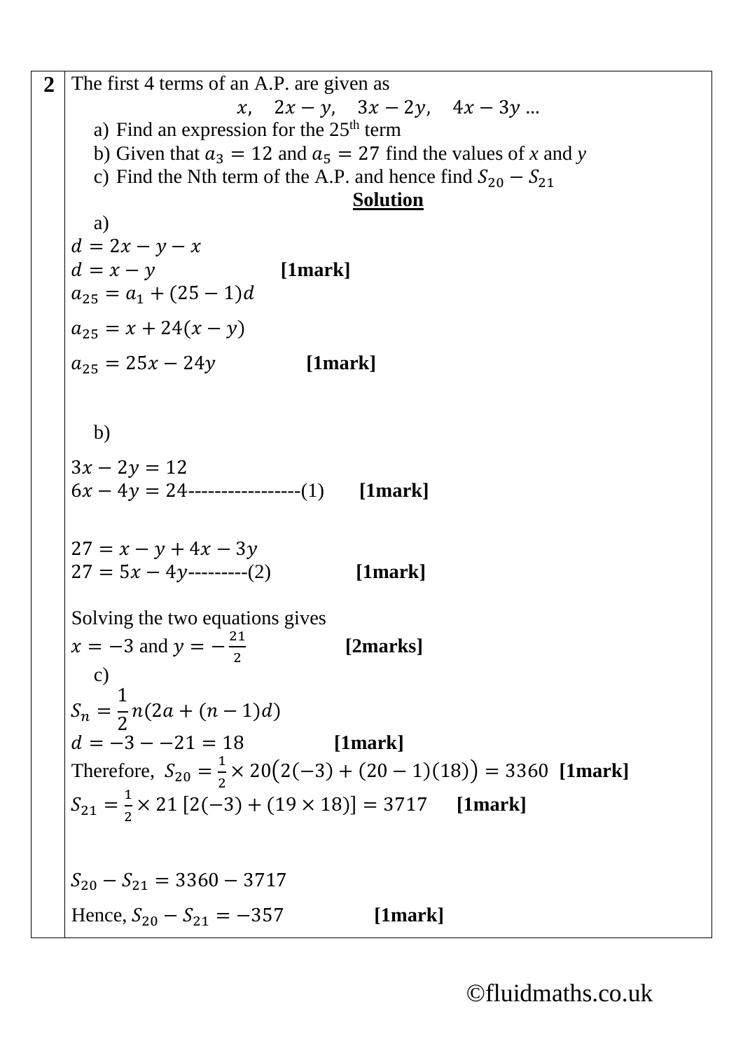**2** The first 4 terms of an A.P. are given as

$$x, \quad 2x - y, \quad 3x - 2y, \quad 4x - 3y \ldots$$

a) Find an expression for the 25th term

b) Given that $a_3 = 12$ and $a_5 = 27$ find the values of *x* and *y*

c) Find the Nth term of the A.P. and hence find $S_{20} - S_{21}$

**Solution**

a)

$d = 2x - y - x$

$d = x - y$ **[1mark]**

$a_{25} = a_1 + (25 - 1)d$

$a_{25} = x + 24(x - y)$

$a_{25} = 25x - 24y$ **[1mark]**

b)

$3x - 2y = 12$

$6x - 4y = 24$-----------------(1) **[1mark]**

$27 = x - y + 4x - 3y$

$27 = 5x - 4y$---------(2) **[1mark]**

Solving the two equations gives

$x = -3$ and $y = -\frac{21}{2}$ **[2marks]**

c)

$S_n = \frac{1}{2}n(2a + (n - 1)d)$

$d = -3 - -21 = 18$ **[1mark]**

Therefore, $S_{20} = \frac{1}{2} \times 20\big(2(-3) + (20 - 1)(18)\big) = 3360$ **[1mark]**

$S_{21} = \frac{1}{2} \times 21\,[2(-3) + (19 \times 18)] = 3717$ **[1mark]**

$S_{20} - S_{21} = 3360 - 3717$

Hence, $S_{20} - S_{21} = -357$ **[1mark]**

©fluidmaths.co.uk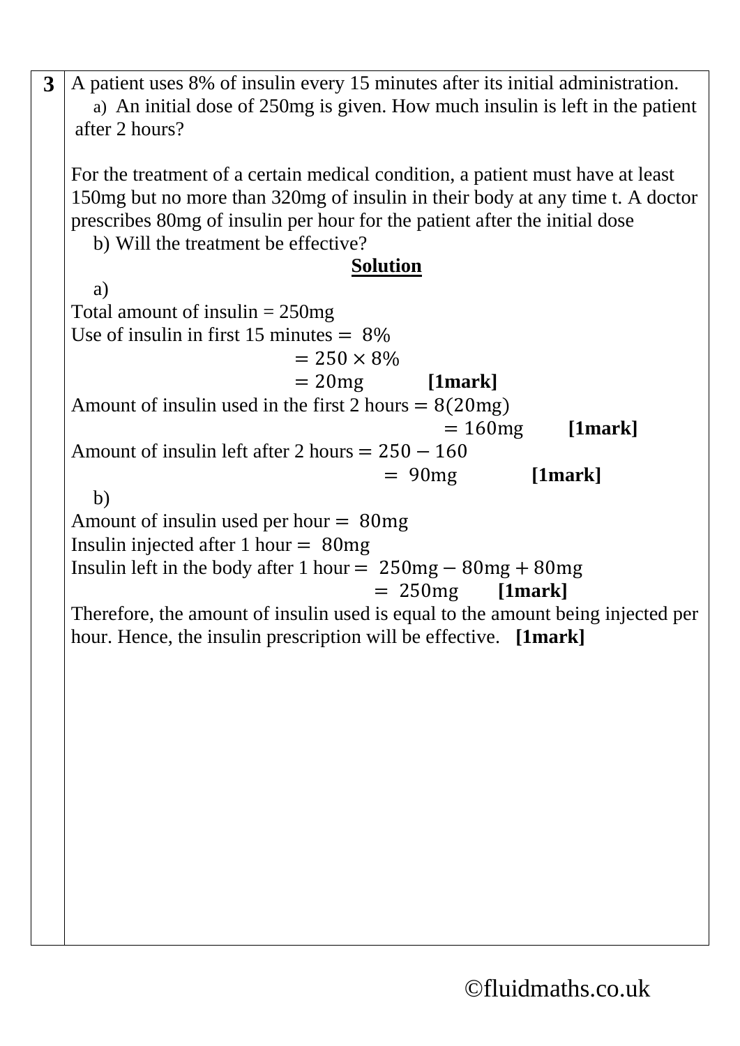**3**

A patient uses 8% of insulin every 15 minutes after its initial administration.

a) An initial dose of 250mg is given. How much insulin is left in the patient after 2 hours?

For the treatment of a certain medical condition, a patient must have at least 150mg but no more than 320mg of insulin in their body at any time t. A doctor prescribes 80mg of insulin per hour for the patient after the initial dose

b) Will the treatment be effective?

**Solution**

a)

Total amount of insulin = 250mg

Use of insulin in first 15 minutes $= 8\%$

$= 250 \times 8\%$

$= 20\text{mg}$ **[1mark]**

Amount of insulin used in the first 2 hours $= 8(20\text{mg})$

$= 160\text{mg}$ **[1mark]**

Amount of insulin left after 2 hours $= 250 - 160$

$= 90\text{mg}$ **[1mark]**

b)

Amount of insulin used per hour $= 80\text{mg}$

Insulin injected after 1 hour $= 80\text{mg}$

Insulin left in the body after 1 hour $= 250\text{mg} - 80\text{mg} + 80\text{mg}$

$= 250\text{mg}$ **[1mark]**

Therefore, the amount of insulin used is equal to the amount being injected per hour. Hence, the insulin prescription will be effective. **[1mark]**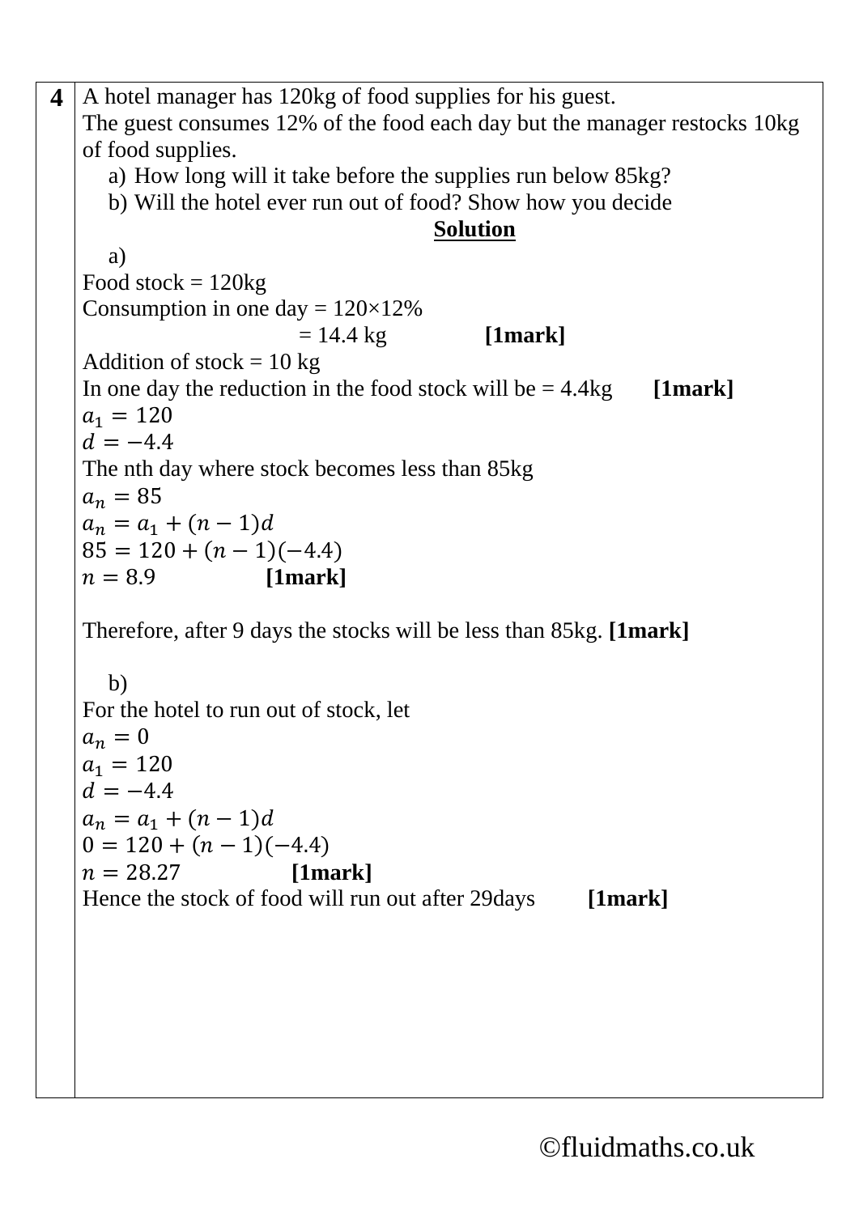**4**

A hotel manager has 120kg of food supplies for his guest.
The guest consumes 12% of the food each day but the manager restocks 10kg of food supplies.

a) How long will it take before the supplies run below 85kg?
b) Will the hotel ever run out of food? Show how you decide

**Solution**

a)

Food stock = 120kg
Consumption in one day = 120×12%
= 14.4 kg **[1mark]**
Addition of stock = 10 kg
In one day the reduction in the food stock will be = 4.4kg **[1mark]**

$a_1 = 120$
$d = -4.4$

The nth day where stock becomes less than 85kg

$a_n = 85$
$a_n = a_1 + (n-1)d$
$85 = 120 + (n-1)(-4.4)$
$n = 8.9$ **[1mark]**

Therefore, after 9 days the stocks will be less than 85kg. **[1mark]**

b)

For the hotel to run out of stock, let

$a_n = 0$
$a_1 = 120$
$d = -4.4$
$a_n = a_1 + (n-1)d$
$0 = 120 + (n-1)(-4.4)$
$n = 28.27$ **[1mark]**

Hence the stock of food will run out after 29days **[1mark]**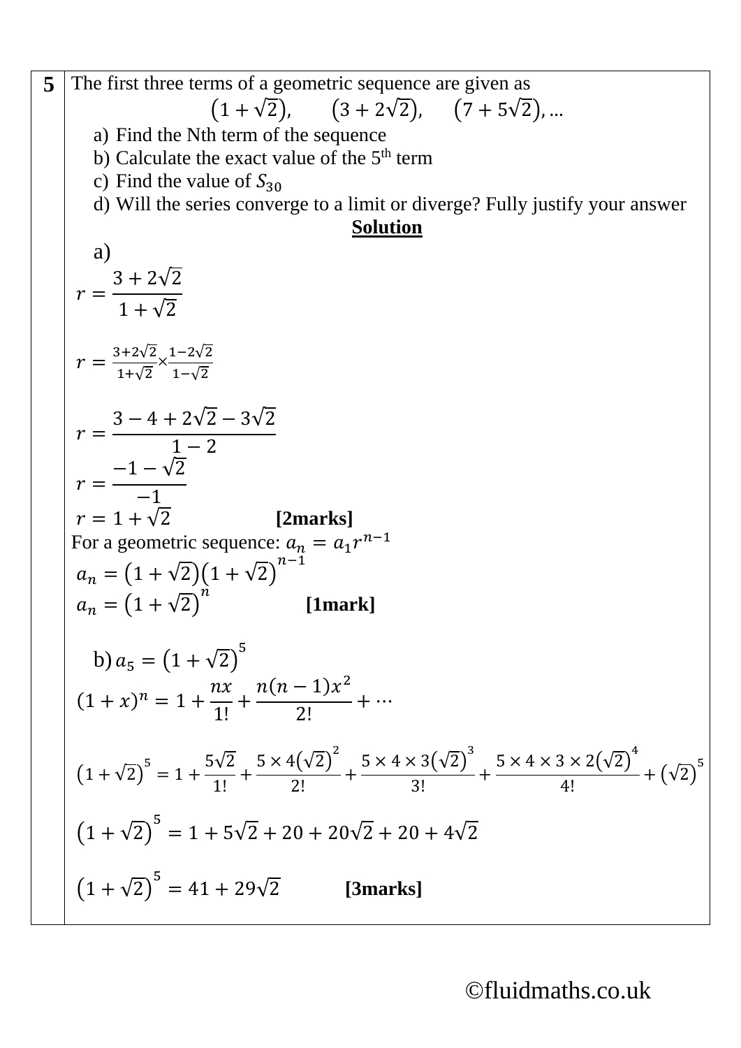**5**

The first three terms of a geometric sequence are given as

$$\left(1+\sqrt{2}\right), \quad \left(3+2\sqrt{2}\right), \quad \left(7+5\sqrt{2}\right), \ldots$$

a) Find the Nth term of the sequence

b) Calculate the exact value of the 5th term

c) Find the value of $S_{30}$

d) Will the series converge to a limit or diverge? Fully justify your answer

**Solution**

a)

$$r = \frac{3+2\sqrt{2}}{1+\sqrt{2}}$$

$$r = \frac{3+2\sqrt{2}}{1+\sqrt{2}} \times \frac{1-2\sqrt{2}}{1-\sqrt{2}}$$

$$r = \frac{3-4+2\sqrt{2}-3\sqrt{2}}{1-2}$$

$$r = \frac{-1-\sqrt{2}}{-1}$$

$r = 1+\sqrt{2}$ **[2marks]**

For a geometric sequence: $a_n = a_1 r^{n-1}$

$$a_n = \left(1+\sqrt{2}\right)\left(1+\sqrt{2}\right)^{n-1}$$

$a_n = \left(1+\sqrt{2}\right)^n$ **[1mark]**

b) $a_5 = \left(1+\sqrt{2}\right)^5$

$$(1+x)^n = 1 + \frac{nx}{1!} + \frac{n(n-1)x^2}{2!} + \cdots$$

$$\left(1+\sqrt{2}\right)^5 = 1 + \frac{5\sqrt{2}}{1!} + \frac{5\times 4\left(\sqrt{2}\right)^2}{2!} + \frac{5\times 4\times 3\left(\sqrt{2}\right)^3}{3!} + \frac{5\times 4\times 3\times 2\left(\sqrt{2}\right)^4}{4!} + \left(\sqrt{2}\right)^5$$

$$\left(1+\sqrt{2}\right)^5 = 1 + 5\sqrt{2} + 20 + 20\sqrt{2} + 20 + 4\sqrt{2}$$

$\left(1+\sqrt{2}\right)^5 = 41 + 29\sqrt{2}$ **[3marks]**

©fluidmaths.co.uk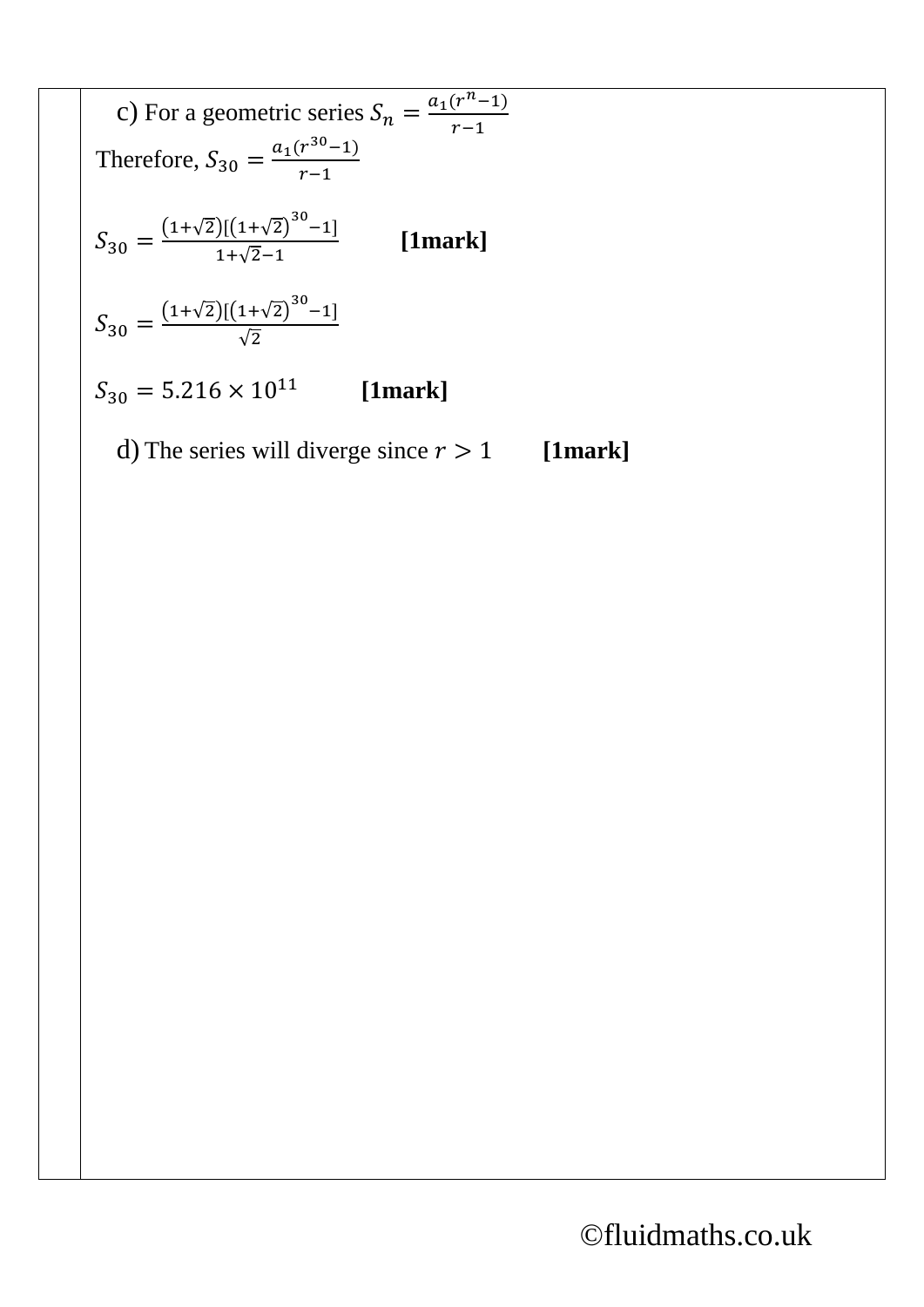c) For a geometric series $S_n = \frac{a_1(r^n - 1)}{r-1}$

Therefore, $S_{30} = \frac{a_1(r^{30} - 1)}{r-1}$

$S_{30} = \frac{(1+\sqrt{2})[(1+\sqrt{2})^{30} - 1]}{1+\sqrt{2}-1}$ **[1mark]**

$S_{30} = \frac{(1+\sqrt{2})[(1+\sqrt{2})^{30} - 1]}{\sqrt{2}}$

$S_{30} = 5.216 \times 10^{11}$ **[1mark]**

d) The series will diverge since $r > 1$ **[1mark]**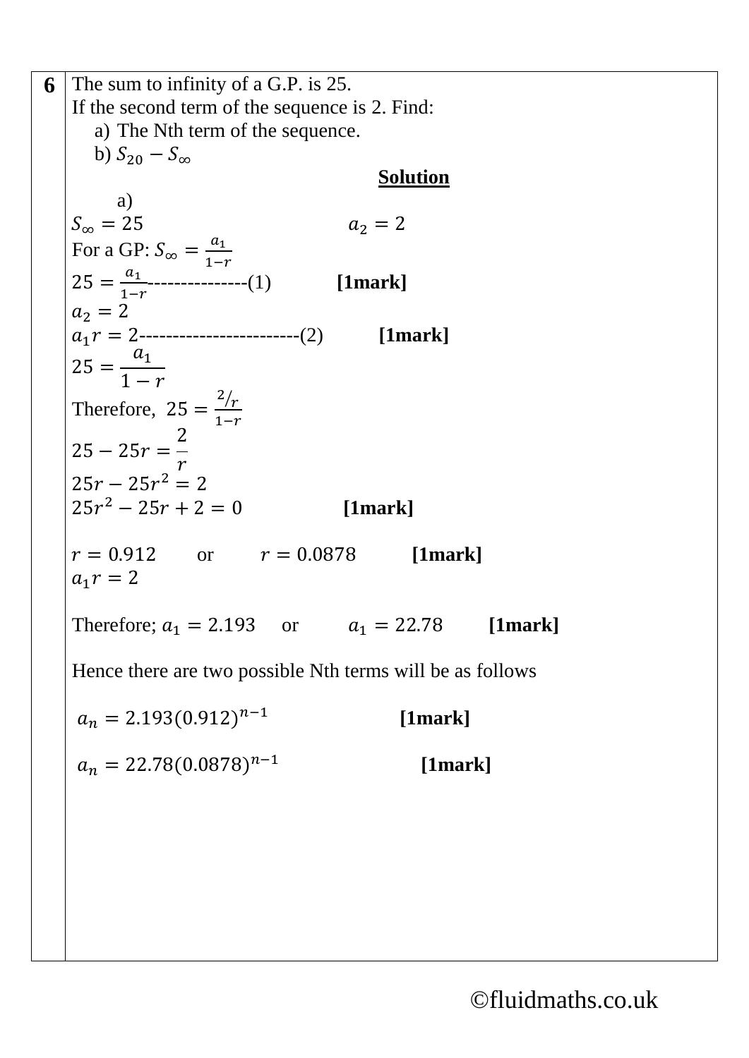**6**

The sum to infinity of a G.P. is 25.

If the second term of the sequence is 2. Find:

a) The Nth term of the sequence.

b) $S_{20} - S_{\infty}$

**Solution**

a)

$S_{\infty} = 25$ $\qquad\qquad\qquad a_2 = 2$

For a GP: $S_{\infty} = \frac{a_1}{1-r}$

$25 = \frac{a_1}{1-r}$---------------(1) **[1mark]**

$a_2 = 2$

$a_1 r = 2$------------------------(2) **[1mark]**

$$25 = \frac{a_1}{1-r}$$

Therefore, $25 = \frac{2/r}{1-r}$

$25 - 25r = \frac{2}{r}$

$25r - 25r^2 = 2$

$25r^2 - 25r + 2 = 0$ **[1mark]**

$r = 0.912$ or $r = 0.0878$ **[1mark]**

$a_1 r = 2$

Therefore; $a_1 = 2.193$ or $a_1 = 22.78$ **[1mark]**

Hence there are two possible Nth terms will be as follows

$a_n = 2.193(0.912)^{n-1}$ **[1mark]**

$a_n = 22.78(0.0878)^{n-1}$ **[1mark]**

©fluidmaths.co.uk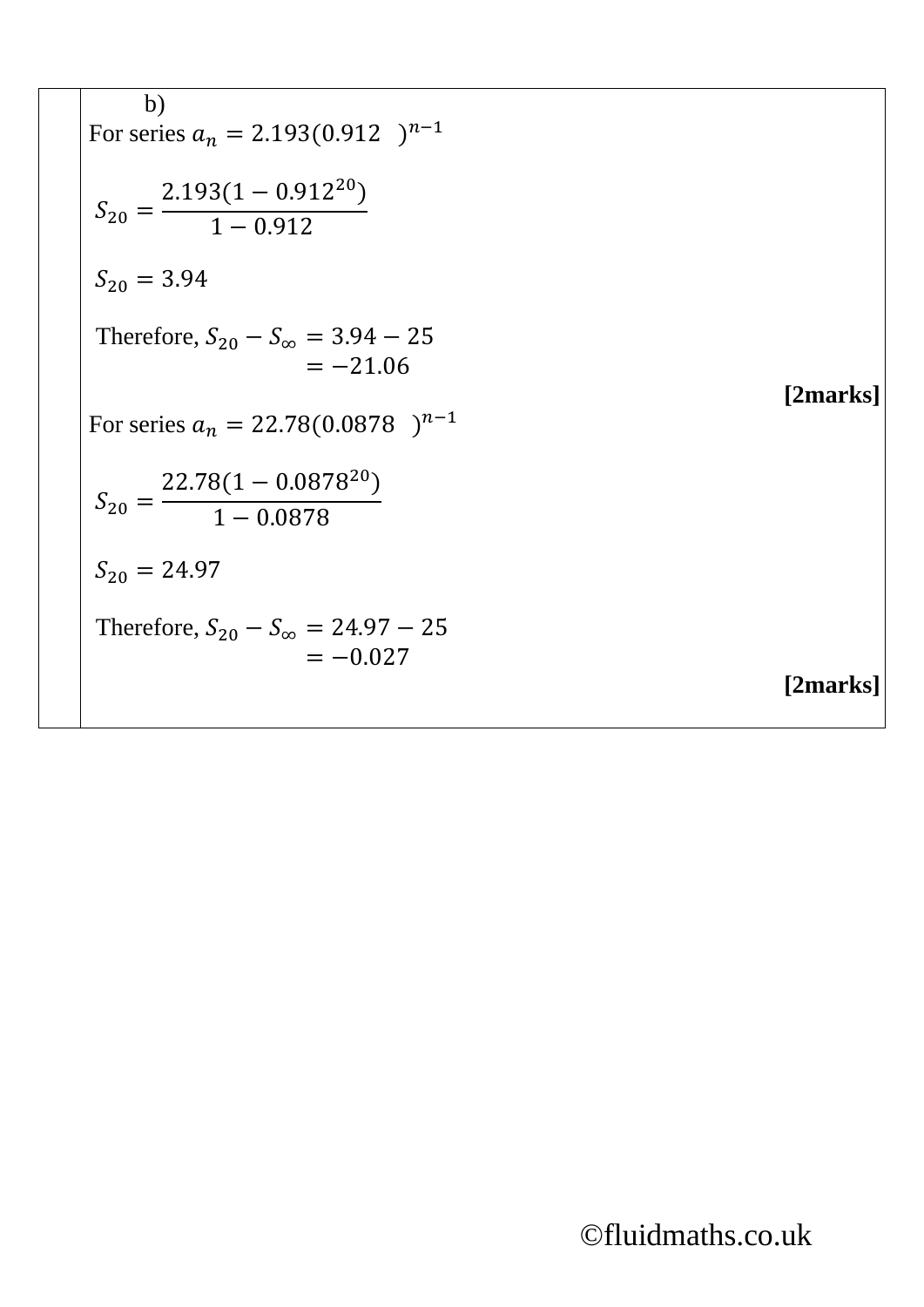b)

For series $a_n = 2.193(0.912\ )^{n-1}$

$$S_{20} = \frac{2.193(1 - 0.912^{20})}{1 - 0.912}$$

$$S_{20} = 3.94$$

Therefore, $S_{20} - S_\infty = 3.94 - 25$
$= -21.06$

**[2marks]**

For series $a_n = 22.78(0.0878\ )^{n-1}$

$$S_{20} = \frac{22.78(1 - 0.0878^{20})}{1 - 0.0878}$$

$$S_{20} = 24.97$$

Therefore, $S_{20} - S_\infty = 24.97 - 25$
$= -0.027$

**[2marks]**

©fluidmaths.co.uk